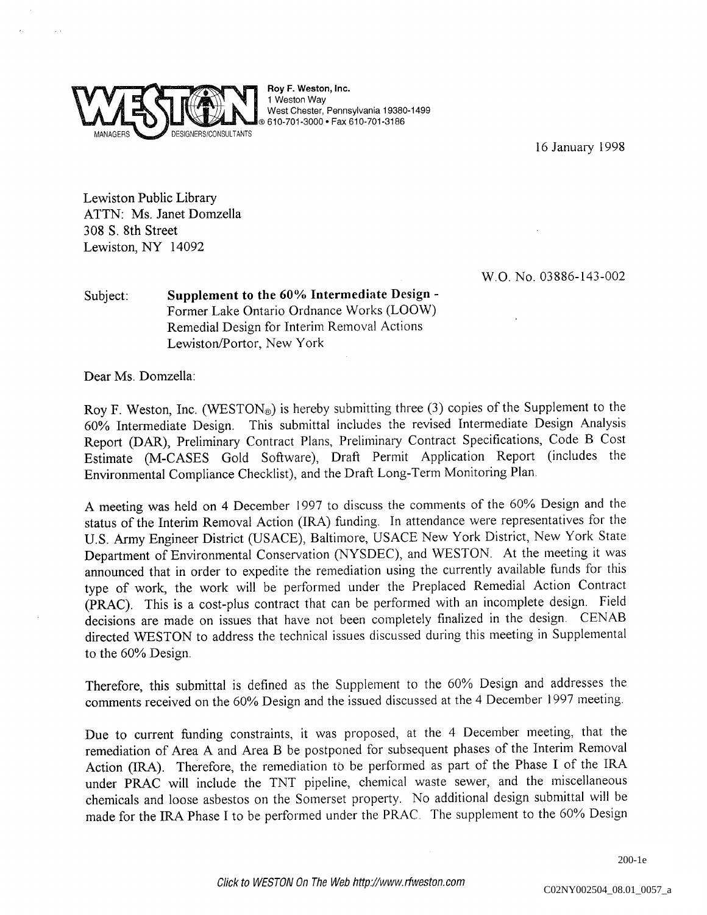Roy F. Weston, Inc.
1 Weston Way
West Chester, Pennsylvania 19380-1499
610-701-3000 • Fax 610-701-3186

16 January 1998

Lewiston Public Library
ATTN: Ms. Janet Domzella
308 S. 8th Street
Lewiston, NY 14092

W.O. No. 03886-143-002

Subject: **Supplement to the 60% Intermediate Design -**
Former Lake Ontario Ordnance Works (LOOW)
Remedial Design for Interim Removal Actions
Lewiston/Portor, New York

Dear Ms. Domzella:

Roy F. Weston, Inc. (WESTON®) is hereby submitting three (3) copies of the Supplement to the 60% Intermediate Design. This submittal includes the revised Intermediate Design Analysis Report (DAR), Preliminary Contract Plans, Preliminary Contract Specifications, Code B Cost Estimate (M-CASES Gold Software), Draft Permit Application Report (includes the Environmental Compliance Checklist), and the Draft Long-Term Monitoring Plan.

A meeting was held on 4 December 1997 to discuss the comments of the 60% Design and the status of the Interim Removal Action (IRA) funding. In attendance were representatives for the U.S. Army Engineer District (USACE), Baltimore, USACE New York District, New York State Department of Environmental Conservation (NYSDEC), and WESTON. At the meeting it was announced that in order to expedite the remediation using the currently available funds for this type of work, the work will be performed under the Preplaced Remedial Action Contract (PRAC). This is a cost-plus contract that can be performed with an incomplete design. Field decisions are made on issues that have not been completely finalized in the design. CENAB directed WESTON to address the technical issues discussed during this meeting in Supplemental to the 60% Design.

Therefore, this submittal is defined as the Supplement to the 60% Design and addresses the comments received on the 60% Design and the issued discussed at the 4 December 1997 meeting.

Due to current funding constraints, it was proposed, at the 4 December meeting, that the remediation of Area A and Area B be postponed for subsequent phases of the Interim Removal Action (IRA). Therefore, the remediation to be performed as part of the Phase I of the IRA under PRAC will include the TNT pipeline, chemical waste sewer, and the miscellaneous chemicals and loose asbestos on the Somerset property. No additional design submittal will be made for the IRA Phase I to be performed under the PRAC. The supplement to the 60% Design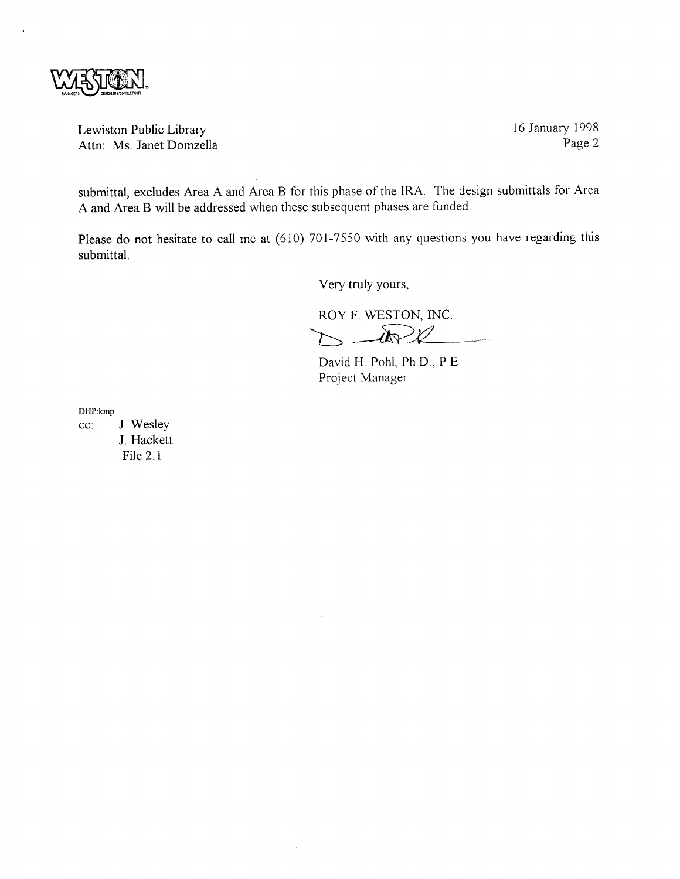Lewiston Public Library
Attn: Ms. Janet Domzella

16 January 1998

submittal, excludes Area A and Area B for this phase of the IRA. The design submittals for Area A and Area B will be addressed when these subsequent phases are funded.

Please do not hesitate to call me at (610) 701-7550 with any questions you have regarding this submittal.

Very truly yours,

ROY F. WESTON, INC.

David H. Pohl, Ph.D., P.E.
Project Manager

DHP:kmp
cc: J. Wesley
J. Hackett
File 2.1